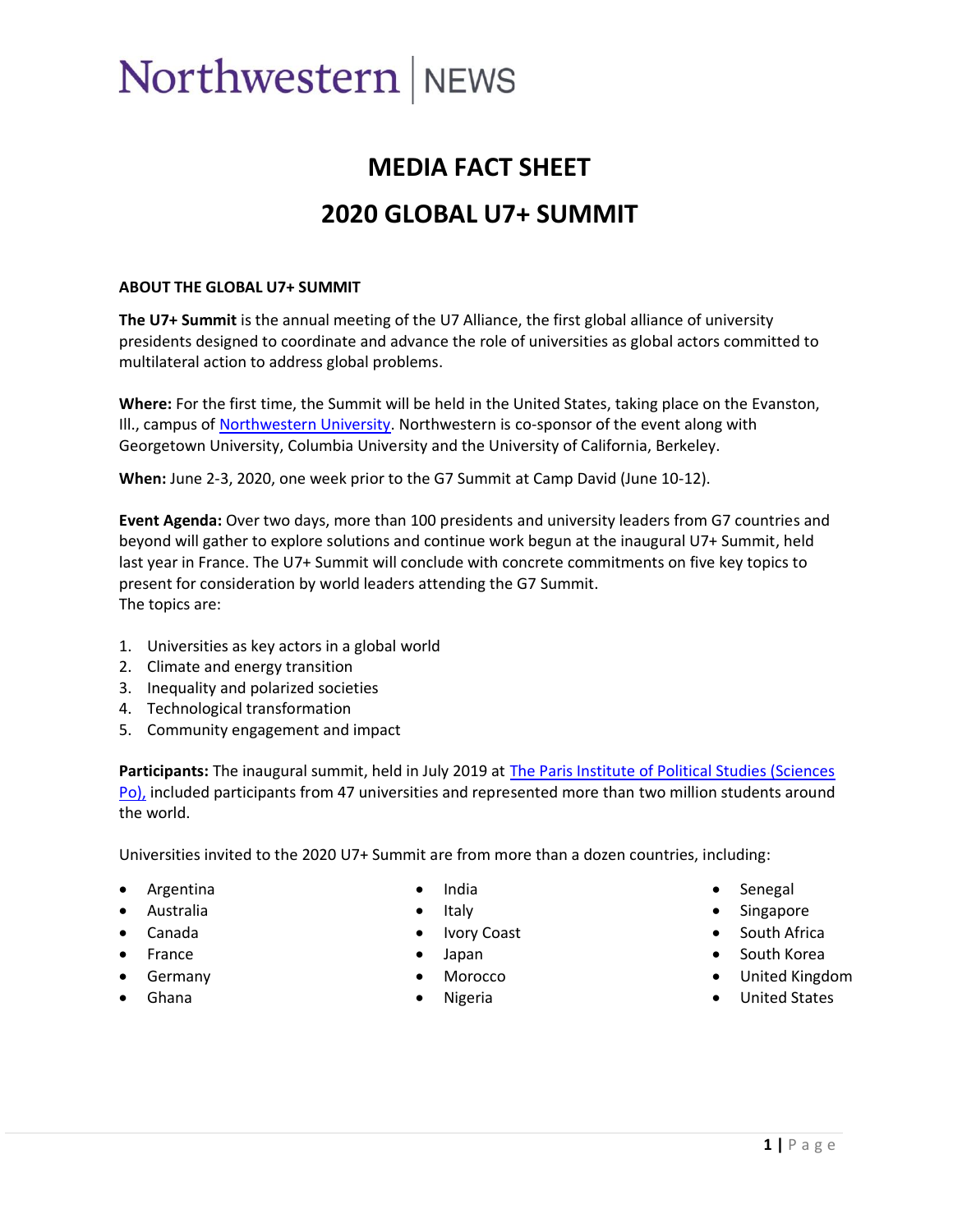Northwestern | NEWS

# MEDIA FACT SHEET

# 2020 GLOBAL U7+ SUMMIT

**ABOUT THE GLOBAL U7+ SUMMIT**

**The U7+ Summit** is the annual meeting of the U7 Alliance, the first global alliance of university presidents designed to coordinate and advance the role of universities as global actors committed to multilateral action to address global problems.

**Where:** For the first time, the Summit will be held in the United States, taking place on the Evanston, Ill., campus of [Northwestern University](). Northwestern is co-sponsor of the event along with Georgetown University, Columbia University and the University of California, Berkeley.

**When:** June 2-3, 2020, one week prior to the G7 Summit at Camp David (June 10-12).

**Event Agenda:** Over two days, more than 100 presidents and university leaders from G7 countries and beyond will gather to explore solutions and continue work begun at the inaugural U7+ Summit, held last year in France. The U7+ Summit will conclude with concrete commitments on five key topics to present for consideration by world leaders attending the G7 Summit.
The topics are:

1. Universities as key actors in a global world
2. Climate and energy transition
3. Inequality and polarized societies
4. Technological transformation
5. Community engagement and impact

**Participants:** The inaugural summit, held in July 2019 at [The Paris Institute of Political Studies (Sciences Po),]() included participants from 47 universities and represented more than two million students around the world.

Universities invited to the 2020 U7+ Summit are from more than a dozen countries, including:

- Argentina
- Australia
- Canada
- France
- Germany
- Ghana
- India
- Italy
- Ivory Coast
- Japan
- Morocco
- Nigeria
- Senegal
- Singapore
- South Africa
- South Korea
- United Kingdom
- United States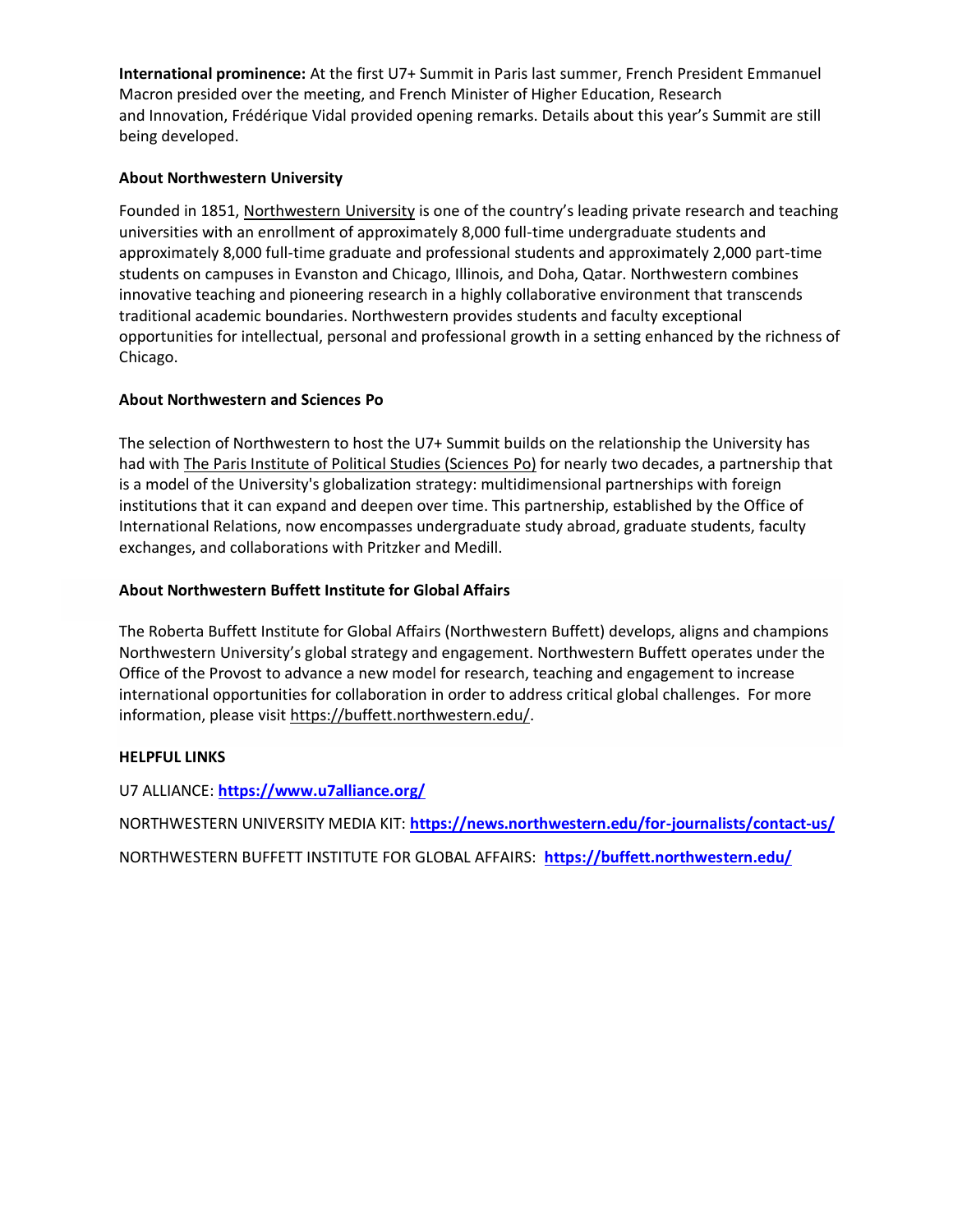**International prominence:** At the first U7+ Summit in Paris last summer, French President Emmanuel Macron presided over the meeting, and French Minister of Higher Education, Research and Innovation, Frédérique Vidal provided opening remarks. Details about this year's Summit are still being developed.

**About Northwestern University**

Founded in 1851, Northwestern University is one of the country's leading private research and teaching universities with an enrollment of approximately 8,000 full-time undergraduate students and approximately 8,000 full-time graduate and professional students and approximately 2,000 part-time students on campuses in Evanston and Chicago, Illinois, and Doha, Qatar. Northwestern combines innovative teaching and pioneering research in a highly collaborative environment that transcends traditional academic boundaries. Northwestern provides students and faculty exceptional opportunities for intellectual, personal and professional growth in a setting enhanced by the richness of Chicago.

**About Northwestern and Sciences Po**

The selection of Northwestern to host the U7+ Summit builds on the relationship the University has had with The Paris Institute of Political Studies (Sciences Po) for nearly two decades, a partnership that is a model of the University's globalization strategy: multidimensional partnerships with foreign institutions that it can expand and deepen over time. This partnership, established by the Office of International Relations, now encompasses undergraduate study abroad, graduate students, faculty exchanges, and collaborations with Pritzker and Medill.

**About Northwestern Buffett Institute for Global Affairs**

The Roberta Buffett Institute for Global Affairs (Northwestern Buffett) develops, aligns and champions Northwestern University's global strategy and engagement. Northwestern Buffett operates under the Office of the Provost to advance a new model for research, teaching and engagement to increase international opportunities for collaboration in order to address critical global challenges. For more information, please visit https://buffett.northwestern.edu/.

**HELPFUL LINKS**

U7 ALLIANCE: **https://www.u7alliance.org/**

NORTHWESTERN UNIVERSITY MEDIA KIT: **https://news.northwestern.edu/for-journalists/contact-us/**

NORTHWESTERN BUFFETT INSTITUTE FOR GLOBAL AFFAIRS: **https://buffett.northwestern.edu/**